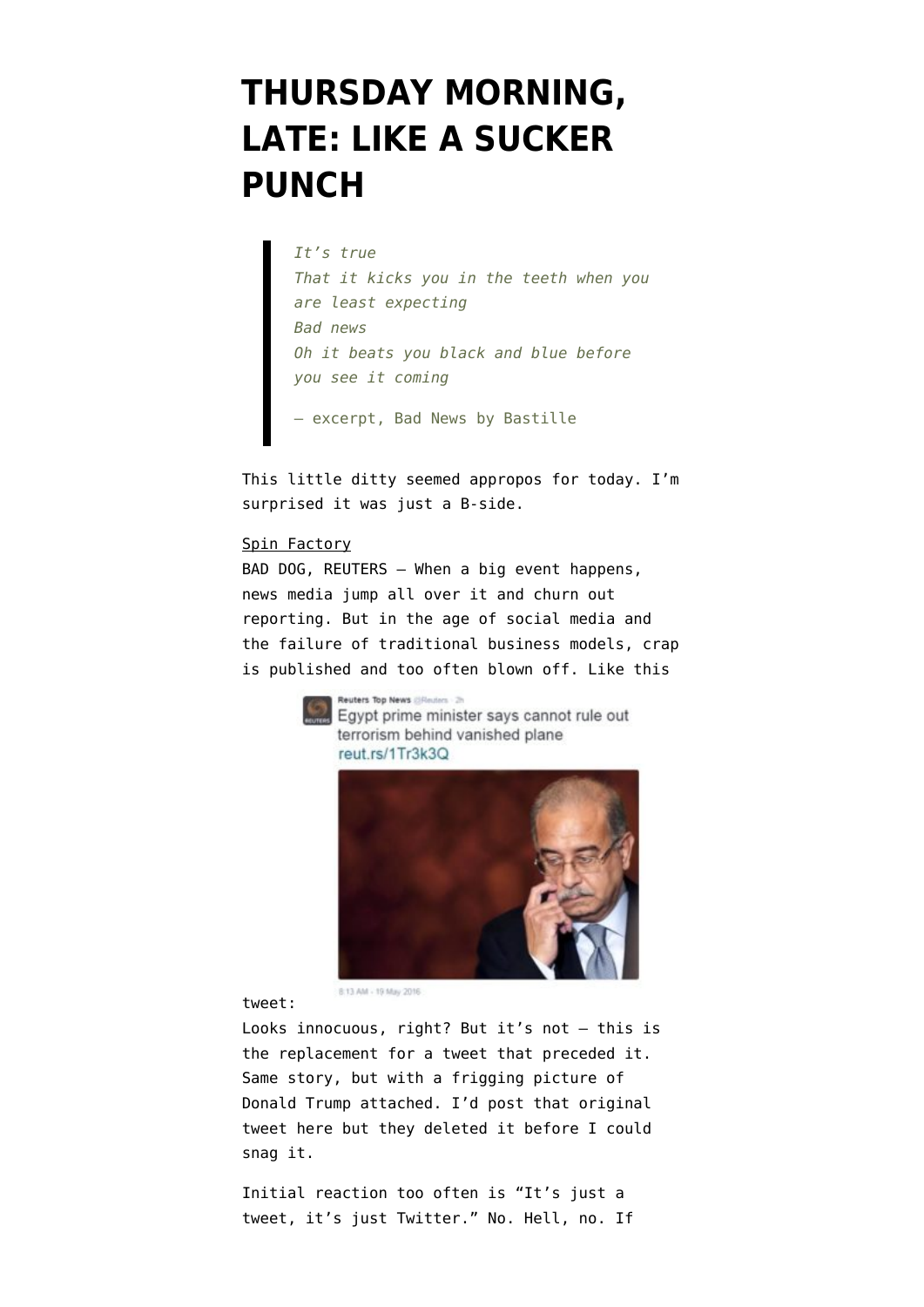# THURSDAY MORNING, LATE: LIKE A SUCKER PUNCH

> *It's true*
> *That it kicks you in the teeth when you are least expecting*
> *Bad news*
> *Oh it beats you black and blue before you see it coming*
>
> — excerpt, Bad News by Bastille

This little ditty seemed appropos for today. I'm surprised it was just a B-side.

Spin Factory
BAD DOG, REUTERS — When a big event happens, news media jump all over it and churn out reporting. But in the age of social media and the failure of traditional business models, crap is published and too often blown off. Like this tweet:

Reuters Top News @Reuters · 2h
Egypt prime minister says cannot rule out terrorism behind vanished plane
reut.rs/1Tr3k3Q

8:13 AM - 19 May 2016

Looks innocuous, right? But it's not — this is the replacement for a tweet that preceded it. Same story, but with a frigging picture of Donald Trump attached. I'd post that original tweet here but they deleted it before I could snag it.

Initial reaction too often is "It's just a tweet, it's just Twitter." No. Hell, no. If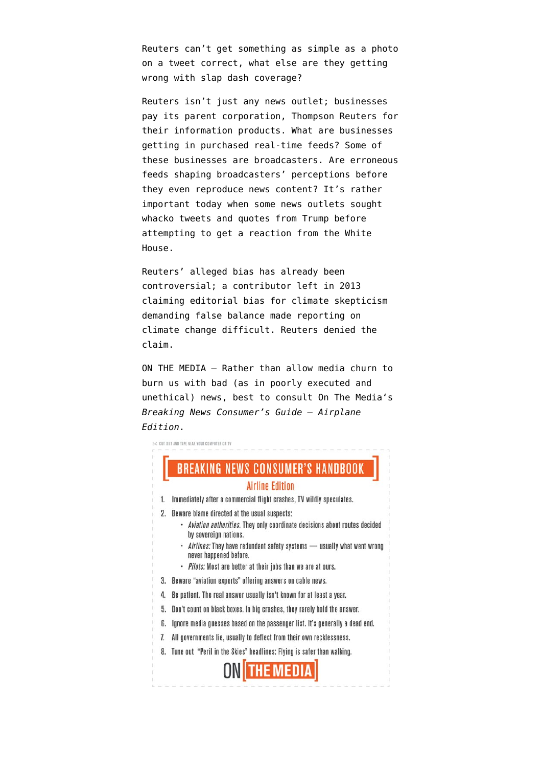Reuters can't get something as simple as a photo on a tweet correct, what else are they getting wrong with slap dash coverage?

Reuters isn't just any news outlet; businesses pay its parent corporation, Thompson Reuters for their information products. What are businesses getting in purchased real-time feeds? Some of these businesses are broadcasters. Are erroneous feeds shaping broadcasters' perceptions before they even reproduce news content? It's rather important today when some news outlets sought whacko tweets and quotes from Trump before attempting to get a reaction from the White House.

Reuters' alleged bias has already been controversial; a contributor left in 2013 claiming editorial bias for climate skepticism demanding false balance made reporting on climate change difficult. Reuters denied the claim.

ON THE MEDIA — Rather than allow media churn to burn us with bad (as in poorly executed and unethical) news, best to consult On The Media's *Breaking News Consumer's Guide – Airplane Edition*.

✂ CUT OUT AND TAPE NEAR YOUR COMPUTER OR TV

## BREAKING NEWS CONSUMER'S HANDBOOK

### Airline Edition

1. Immediately after a commercial flight crashes, TV wildly speculates.
2. Beware blame directed at the usual suspects:
   - *Aviation authorities.* They only coordinate decisions about routes decided by sovereign nations.
   - *Airlines:* They have redundant safety systems — usually what went wrong never happened before.
   - *Pilots:* Most are better at their jobs than we are at ours.
3. Beware "aviation experts" offering answers on cable news.
4. Be patient. The real answer usually isn't known for at least a year.
5. Don't count on black boxes. In big crashes, they rarely hold the answer.
6. Ignore media guesses based on the passenger list. It's generally a dead end.
7. All governments lie, usually to deflect from their own recklessness.
8. Tune out "Peril in the Skies" headlines: Flying is safer than walking.

ON THE MEDIA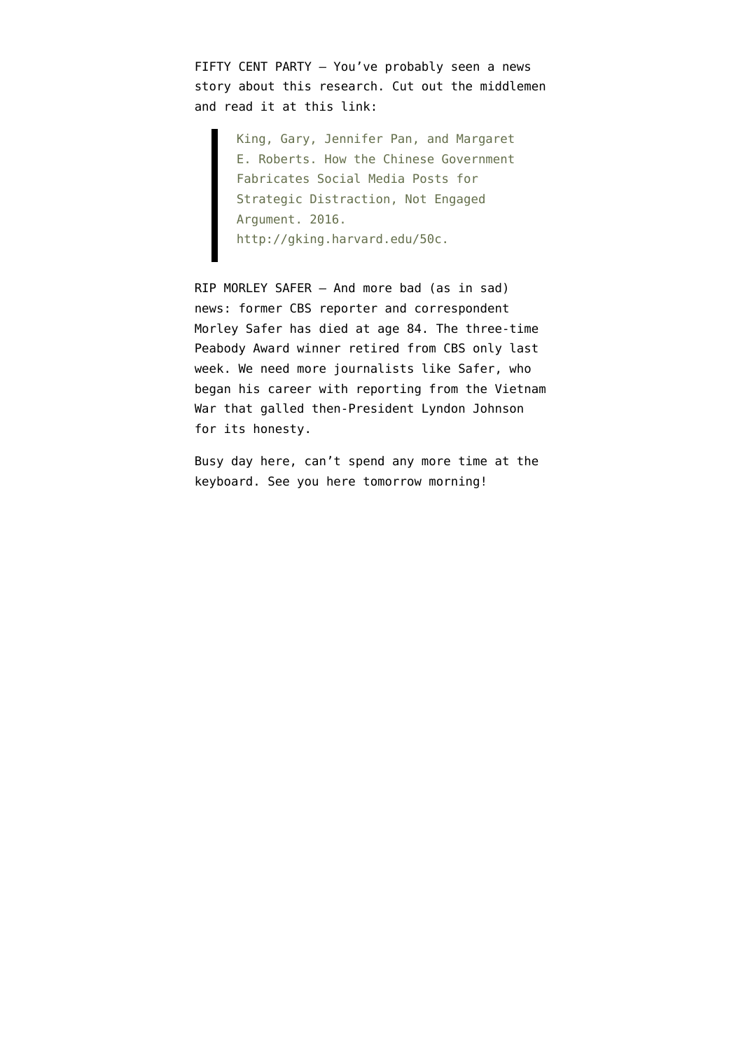FIFTY CENT PARTY – You've probably seen a news story about this research. Cut out the middlemen and read it at this link:

> King, Gary, Jennifer Pan, and Margaret E. Roberts. How the Chinese Government Fabricates Social Media Posts for Strategic Distraction, Not Engaged Argument. 2016. http://gking.harvard.edu/50c.

RIP MORLEY SAFER – And more bad (as in sad) news: former CBS reporter and correspondent Morley Safer has died at age 84. The three-time Peabody Award winner retired from CBS only last week. We need more journalists like Safer, who began his career with reporting from the Vietnam War that galled then-President Lyndon Johnson for its honesty.

Busy day here, can't spend any more time at the keyboard. See you here tomorrow morning!